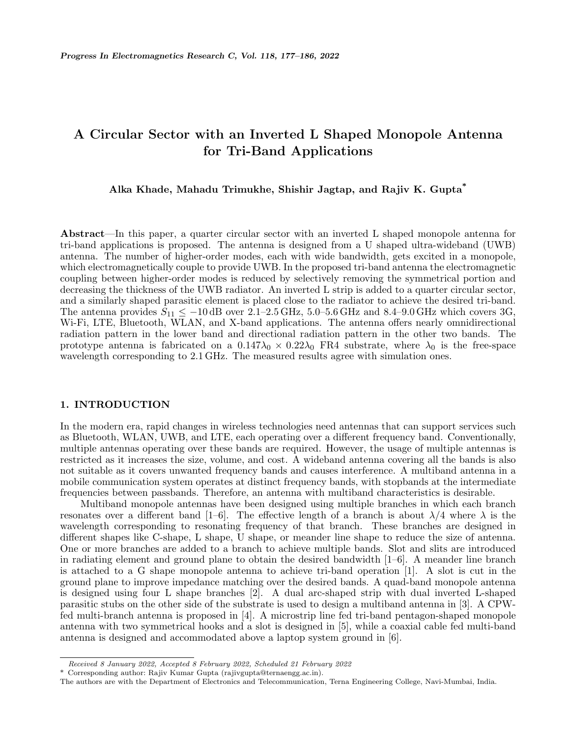# A Circular Sector with an Inverted L Shaped Monopole Antenna for Tri-Band Applications

**Alka Khade, Mahadu Trimukhe, Shishir Jagtap, and Rajiv K. Gupta***

**Abstract**—In this paper, a quarter circular sector with an inverted L shaped monopole antenna for tri-band applications is proposed. The antenna is designed from a U shaped ultra-wideband (UWB) antenna. The number of higher-order modes, each with wide bandwidth, gets excited in a monopole, which electromagnetically couple to provide UWB. In the proposed tri-band antenna the electromagnetic coupling between higher-order modes is reduced by selectively removing the symmetrical portion and decreasing the thickness of the UWB radiator. An inverted L strip is added to a quarter circular sector, and a similarly shaped parasitic element is placed close to the radiator to achieve the desired tri-band. The antenna provides $S_{11} \leq -10\,\text{dB}$ over 2.1–2.5 GHz, 5.0–5.6 GHz and 8.4–9.0 GHz which covers 3G, Wi-Fi, LTE, Bluetooth, WLAN, and X-band applications. The antenna offers nearly omnidirectional radiation pattern in the lower band and directional radiation pattern in the other two bands. The prototype antenna is fabricated on a $0.147\lambda_0 \times 0.22\lambda_0$ FR4 substrate, where $\lambda_0$ is the free-space wavelength corresponding to 2.1 GHz. The measured results agree with simulation ones.

## 1. INTRODUCTION

In the modern era, rapid changes in wireless technologies need antennas that can support services such as Bluetooth, WLAN, UWB, and LTE, each operating over a different frequency band. Conventionally, multiple antennas operating over these bands are required. However, the usage of multiple antennas is restricted as it increases the size, volume, and cost. A wideband antenna covering all the bands is also not suitable as it covers unwanted frequency bands and causes interference. A multiband antenna in a mobile communication system operates at distinct frequency bands, with stopbands at the intermediate frequencies between passbands. Therefore, an antenna with multiband characteristics is desirable.

Multiband monopole antennas have been designed using multiple branches in which each branch resonates over a different band [1–6]. The effective length of a branch is about $\lambda/4$ where $\lambda$ is the wavelength corresponding to resonating frequency of that branch. These branches are designed in different shapes like C-shape, L shape, U shape, or meander line shape to reduce the size of antenna. One or more branches are added to a branch to achieve multiple bands. Slot and slits are introduced in radiating element and ground plane to obtain the desired bandwidth [1–6]. A meander line branch is attached to a G shape monopole antenna to achieve tri-band operation [1]. A slot is cut in the ground plane to improve impedance matching over the desired bands. A quad-band monopole antenna is designed using four L shape branches [2]. A dual arc-shaped strip with dual inverted L-shaped parasitic stubs on the other side of the substrate is used to design a multiband antenna in [3]. A CPW-fed multi-branch antenna is proposed in [4]. A microstrip line fed tri-band pentagon-shaped monopole antenna with two symmetrical hooks and a slot is designed in [5], while a coaxial cable fed multi-band antenna is designed and accommodated above a laptop system ground in [6].

---

*Received 8 January 2022, Accepted 8 February 2022, Scheduled 21 February 2022*

\* Corresponding author: Rajiv Kumar Gupta (rajivgupta@ternaengg.ac.in).

The authors are with the Department of Electronics and Telecommunication, Terna Engineering College, Navi-Mumbai, India.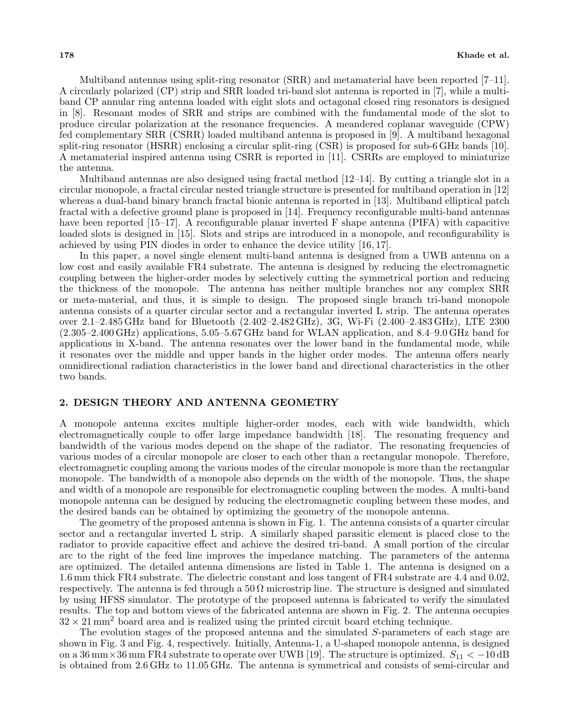Multiband antennas using split-ring resonator (SRR) and metamaterial have been reported [7–11]. A circularly polarized (CP) strip and SRR loaded tri-band slot antenna is reported in [7], while a multi-band CP annular ring antenna loaded with eight slots and octagonal closed ring resonators is designed in [8]. Resonant modes of SRR and strips are combined with the fundamental mode of the slot to produce circular polarization at the resonance frequencies. A meandered coplanar waveguide (CPW) fed complementary SRR (CSRR) loaded multiband antenna is proposed in [9]. A multiband hexagonal split-ring resonator (HSRR) enclosing a circular split-ring (CSR) is proposed for sub-6 GHz bands [10]. A metamaterial inspired antenna using CSRR is reported in [11]. CSRRs are employed to miniaturize the antenna.

Multiband antennas are also designed using fractal method [12–14]. By cutting a triangle slot in a circular monopole, a fractal circular nested triangle structure is presented for multiband operation in [12] whereas a dual-band binary branch fractal bionic antenna is reported in [13]. Multiband elliptical patch fractal with a defective ground plane is proposed in [14]. Frequency reconfigurable multi-band antennas have been reported [15–17]. A reconfigurable planar inverted F shape antenna (PIFA) with capacitive loaded slots is designed in [15]. Slots and strips are introduced in a monopole, and reconfigurability is achieved by using PIN diodes in order to enhance the device utility [16, 17].

In this paper, a novel single element multi-band antenna is designed from a UWB antenna on a low cost and easily available FR4 substrate. The antenna is designed by reducing the electromagnetic coupling between the higher-order modes by selectively cutting the symmetrical portion and reducing the thickness of the monopole. The antenna has neither multiple branches nor any complex SRR or meta-material, and thus, it is simple to design. The proposed single branch tri-band monopole antenna consists of a quarter circular sector and a rectangular inverted L strip. The antenna operates over 2.1–2.485 GHz band for Bluetooth (2.402–2.482 GHz), 3G, Wi-Fi (2.400–2.483 GHz), LTE 2300 (2.305–2.400 GHz) applications, 5.05–5.67 GHz band for WLAN application, and 8.4–9.0 GHz band for applications in X-band. The antenna resonates over the lower band in the fundamental mode, while it resonates over the middle and upper bands in the higher order modes. The antenna offers nearly omnidirectional radiation characteristics in the lower band and directional characteristics in the other two bands.

## 2. DESIGN THEORY AND ANTENNA GEOMETRY

A monopole antenna excites multiple higher-order modes, each with wide bandwidth, which electromagnetically couple to offer large impedance bandwidth [18]. The resonating frequency and bandwidth of the various modes depend on the shape of the radiator. The resonating frequencies of various modes of a circular monopole are closer to each other than a rectangular monopole. Therefore, electromagnetic coupling among the various modes of the circular monopole is more than the rectangular monopole. The bandwidth of a monopole also depends on the width of the monopole. Thus, the shape and width of a monopole are responsible for electromagnetic coupling between the modes. A multi-band monopole antenna can be designed by reducing the electromagnetic coupling between these modes, and the desired bands can be obtained by optimizing the geometry of the monopole antenna.

The geometry of the proposed antenna is shown in Fig. 1. The antenna consists of a quarter circular sector and a rectangular inverted L strip. A similarly shaped parasitic element is placed close to the radiator to provide capacitive effect and achieve the desired tri-band. A small portion of the circular arc to the right of the feed line improves the impedance matching. The parameters of the antenna are optimized. The detailed antenna dimensions are listed in Table 1. The antenna is designed on a 1.6 mm thick FR4 substrate. The dielectric constant and loss tangent of FR4 substrate are 4.4 and 0.02, respectively. The antenna is fed through a $50\,\Omega$ microstrip line. The structure is designed and simulated by using HFSS simulator. The prototype of the proposed antenna is fabricated to verify the simulated results. The top and bottom views of the fabricated antenna are shown in Fig. 2. The antenna occupies $32 \times 21\,\text{mm}^2$ board area and is realized using the printed circuit board etching technique.

The evolution stages of the proposed antenna and the simulated $S$-parameters of each stage are shown in Fig. 3 and Fig. 4, respectively. Initially, Antenna-1, a U-shaped monopole antenna, is designed on a $36\,\text{mm} \times 36\,\text{mm}$ FR4 substrate to operate over UWB [19]. The structure is optimized. $S_{11} < -10\,\text{dB}$ is obtained from 2.6 GHz to 11.05 GHz. The antenna is symmetrical and consists of semi-circular and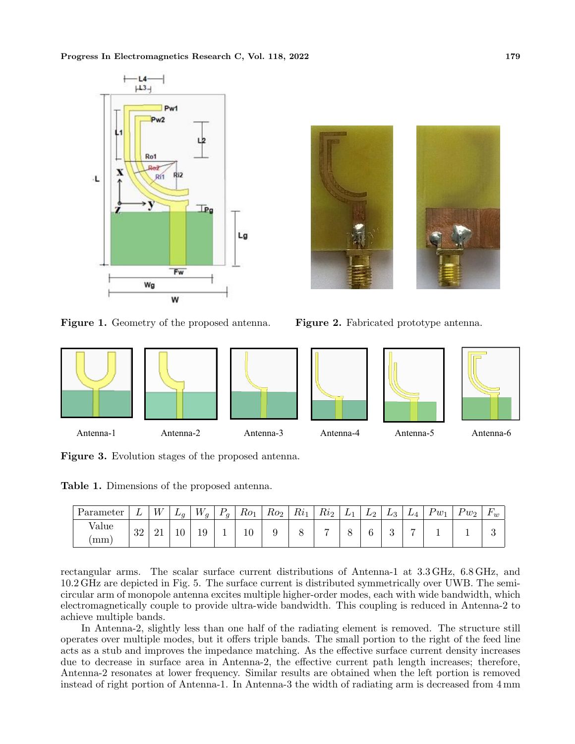Figure 1. Geometry of the proposed antenna.

Figure 2. Fabricated prototype antenna.

Antenna-1 Antenna-2 Antenna-3 Antenna-4 Antenna-5 Antenna-6

Figure 3. Evolution stages of the proposed antenna.

Table 1. Dimensions of the proposed antenna.

| Parameter | $L$ | $W$ | $L_g$ | $W_g$ | $P_g$ | $Ro_1$ | $Ro_2$ | $Ri_1$ | $Ri_2$ | $L_1$ | $L_2$ | $L_3$ | $L_4$ | $Pw_1$ | $Pw_2$ | $F_w$ |
|---|---|---|---|---|---|---|---|---|---|---|---|---|---|---|---|---|
| Value (mm) | 32 | 21 | 10 | 19 | 1 | 10 | 9 | 8 | 7 | 8 | 6 | 3 | 7 | 1 | 1 | 3 |

rectangular arms. The scalar surface current distributions of Antenna-1 at 3.3 GHz, 6.8 GHz, and 10.2 GHz are depicted in Fig. 5. The surface current is distributed symmetrically over UWB. The semi-circular arm of monopole antenna excites multiple higher-order modes, each with wide bandwidth, which electromagnetically couple to provide ultra-wide bandwidth. This coupling is reduced in Antenna-2 to achieve multiple bands.

In Antenna-2, slightly less than one half of the radiating element is removed. The structure still operates over multiple modes, but it offers triple bands. The small portion to the right of the feed line acts as a stub and improves the impedance matching. As the effective surface current density increases due to decrease in surface area in Antenna-2, the effective current path length increases; therefore, Antenna-2 resonates at lower frequency. Similar results are obtained when the left portion is removed instead of right portion of Antenna-1. In Antenna-3 the width of radiating arm is decreased from 4 mm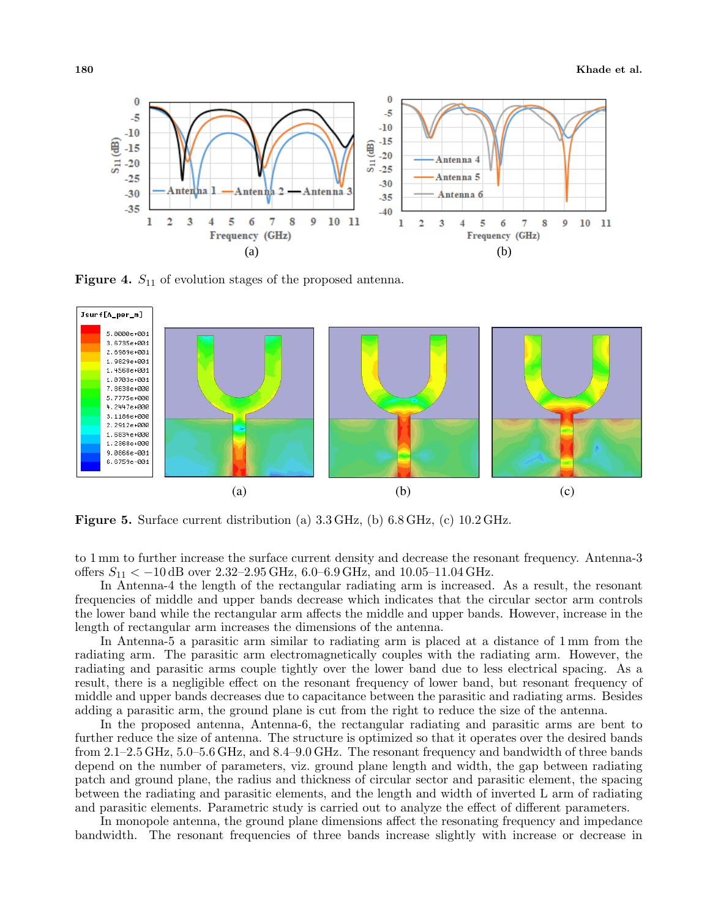S11 (dB)

0
-5
-10
-15
-20
-25
-30
-35

1 2 3 4 5 6 7 8 9 10 11

Frequency (GHz)

Antenna 1 Antenna 2 Antenna 3

(a)

S11 (dB)

0
-5
-10
-15
-20
-25
-30
-35
-40

1 2 3 4 5 6 7 8 9 10 11

Frequency (GHz)

Antenna 4
Antenna 5
Antenna 6

(b)

**Figure 4.** $S_{11}$ of evolution stages of the proposed antenna.

Jsurf[A_per_m]

5.0000e+001
3.6735e+001
2.6989e+001
1.9829e+001
1.4568e+001
1.0703e+001
7.8638e+000
5.7775e+000
4.2447e+000
3.1186e+000
2.2912e+000
1.6834e+000
1.2368e+000
9.0866e-001
6.6759e-001

(a) (b) (c)

**Figure 5.** Surface current distribution (a) 3.3 GHz, (b) 6.8 GHz, (c) 10.2 GHz.

to 1 mm to further increase the surface current density and decrease the resonant frequency. Antenna-3 offers $S_{11} < -10$ dB over 2.32–2.95 GHz, 6.0–6.9 GHz, and 10.05–11.04 GHz.

In Antenna-4 the length of the rectangular radiating arm is increased. As a result, the resonant frequencies of middle and upper bands decrease which indicates that the circular sector arm controls the lower band while the rectangular arm affects the middle and upper bands. However, increase in the length of rectangular arm increases the dimensions of the antenna.

In Antenna-5 a parasitic arm similar to radiating arm is placed at a distance of 1 mm from the radiating arm. The parasitic arm electromagnetically couples with the radiating arm. However, the radiating and parasitic arms couple tightly over the lower band due to less electrical spacing. As a result, there is a negligible effect on the resonant frequency of lower band, but resonant frequency of middle and upper bands decreases due to capacitance between the parasitic and radiating arms. Besides adding a parasitic arm, the ground plane is cut from the right to reduce the size of the antenna.

In the proposed antenna, Antenna-6, the rectangular radiating and parasitic arms are bent to further reduce the size of antenna. The structure is optimized so that it operates over the desired bands from 2.1–2.5 GHz, 5.0–5.6 GHz, and 8.4–9.0 GHz. The resonant frequency and bandwidth of three bands depend on the number of parameters, viz. ground plane length and width, the gap between radiating patch and ground plane, the radius and thickness of circular sector and parasitic element, the spacing between the radiating and parasitic elements, and the length and width of inverted L arm of radiating and parasitic elements. Parametric study is carried out to analyze the effect of different parameters.

In monopole antenna, the ground plane dimensions affect the resonating frequency and impedance bandwidth. The resonant frequencies of three bands increase slightly with increase or decrease in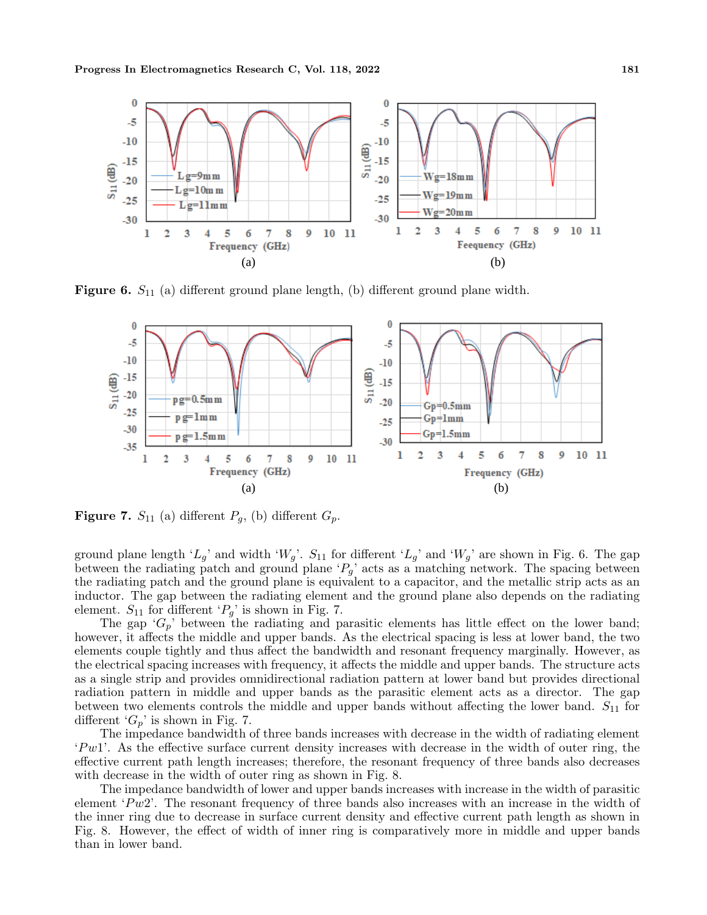0
-5
-10
-15
-20
-25
-30
S11 (dB)
1 2 3 4 5 6 7 8 9 10 11
Frequency (GHz)
Lg=9mm
Lg=10mm
Lg=11mm
(a)

0
-5
-10
-15
-20
-25
-30
S11 (dB)
1 2 3 4 5 6 7 8 9 10 11
Feequency (GHz)
Wg=18mm
Wg=19mm
Wg=20mm
(b)

**Figure 6.** $S_{11}$ (a) different ground plane length, (b) different ground plane width.

0
-5
-10
-15
-20
-25
-30
-35
S11 (dB)
1 2 3 4 5 6 7 8 9 10 11
Frequency (GHz)
pg=0.5mm
pg=1mm
pg=1.5mm
(a)

0
-5
-10
-15
-20
-25
-30
S11 (dB)
1 2 3 4 5 6 7 8 9 10 11
Frequency (GHz)
Gp=0.5mm
Gp=1mm
Gp=1.5mm
(b)

**Figure 7.** $S_{11}$ (a) different $P_g$, (b) different $G_p$.

ground plane length '$L_g$' and width '$W_g$'. $S_{11}$ for different '$L_g$' and '$W_g$' are shown in Fig. 6. The gap between the radiating patch and ground plane '$P_g$' acts as a matching network. The spacing between the radiating patch and the ground plane is equivalent to a capacitor, and the metallic strip acts as an inductor. The gap between the radiating element and the ground plane also depends on the radiating element. $S_{11}$ for different '$P_g$' is shown in Fig. 7.

The gap '$G_p$' between the radiating and parasitic elements has little effect on the lower band; however, it affects the middle and upper bands. As the electrical spacing is less at lower band, the two elements couple tightly and thus affect the bandwidth and resonant frequency marginally. However, as the electrical spacing increases with frequency, it affects the middle and upper bands. The structure acts as a single strip and provides omnidirectional radiation pattern at lower band but provides directional radiation pattern in middle and upper bands as the parasitic element acts as a director. The gap between two elements controls the middle and upper bands without affecting the lower band. $S_{11}$ for different '$G_p$' is shown in Fig. 7.

The impedance bandwidth of three bands increases with decrease in the width of radiating element '$Pw1$'. As the effective surface current density increases with decrease in the width of outer ring, the effective current path length increases; therefore, the resonant frequency of three bands also decreases with decrease in the width of outer ring as shown in Fig. 8.

The impedance bandwidth of lower and upper bands increases with increase in the width of parasitic element '$Pw2$'. The resonant frequency of three bands also increases with an increase in the width of the inner ring due to decrease in surface current density and effective current path length as shown in Fig. 8. However, the effect of width of inner ring is comparatively more in middle and upper bands than in lower band.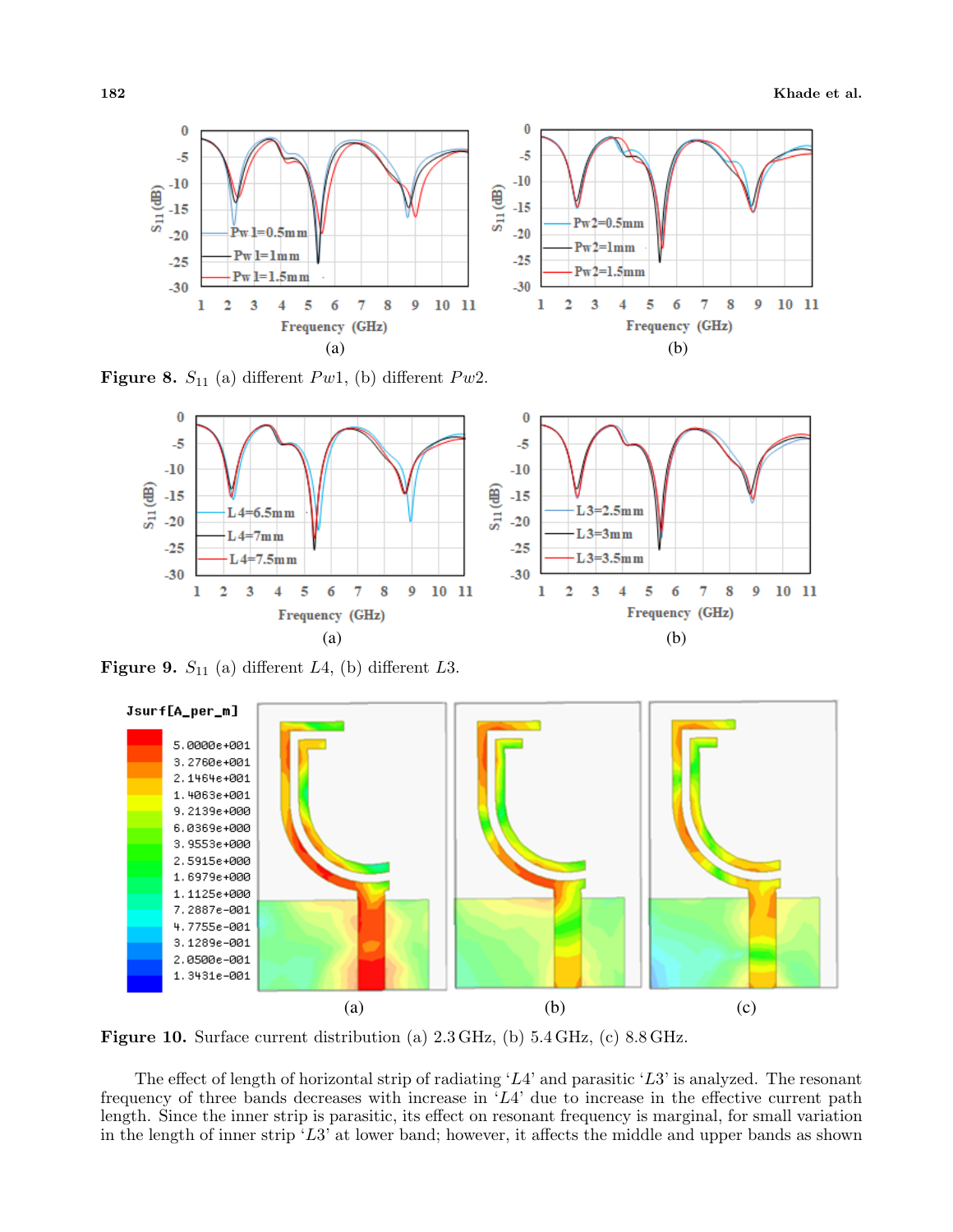0
-5
-10
-15
-20
-25
-30

$S_{11}$ (dB)

Pw1=0.5mm
Pw1=1mm
Pw1=1.5mm

1 2 3 4 5 6 7 8 9 10 11

Frequency (GHz)

(a)

0
-5
-10
-15
-20
-25
-30

$S_{11}$ (dB)

Pw2=0.5mm
Pw2=1mm
Pw2=1.5mm

1 2 3 4 5 6 7 8 9 10 11

Frequency (GHz)

(b)

**Figure 8.** $S_{11}$ (a) different $Pw1$, (b) different $Pw2$.

0
-5
-10
-15
-20
-25
-30

$S_{11}$ (dB)

L4=6.5mm
L4=7mm
L4=7.5mm

1 2 3 4 5 6 7 8 9 10 11

Frequency (GHz)

(a)

0
-5
-10
-15
-20
-25
-30

$S_{11}$ (dB)

L3=2.5mm
L3=3mm
L3=3.5mm

1 2 3 4 5 6 7 8 9 10 11

Frequency (GHz)

(b)

**Figure 9.** $S_{11}$ (a) different $L4$, (b) different $L3$.

Jsurf[A_per_m]

5.0000e+001
3.2760e+001
2.1464e+001
1.4063e+001
9.2139e+000
6.0369e+000
3.9553e+000
2.5915e+000
1.6979e+000
1.1125e+000
7.2887e-001
4.7755e-001
3.1289e-001
2.0500e-001
1.3431e-001

(a) (b) (c)

**Figure 10.** Surface current distribution (a) 2.3 GHz, (b) 5.4 GHz, (c) 8.8 GHz.

The effect of length of horizontal strip of radiating '$L4$' and parasitic '$L3$' is analyzed. The resonant frequency of three bands decreases with increase in '$L4$' due to increase in the effective current path length. Since the inner strip is parasitic, its effect on resonant frequency is marginal, for small variation in the length of inner strip '$L3$' at lower band; however, it affects the middle and upper bands as shown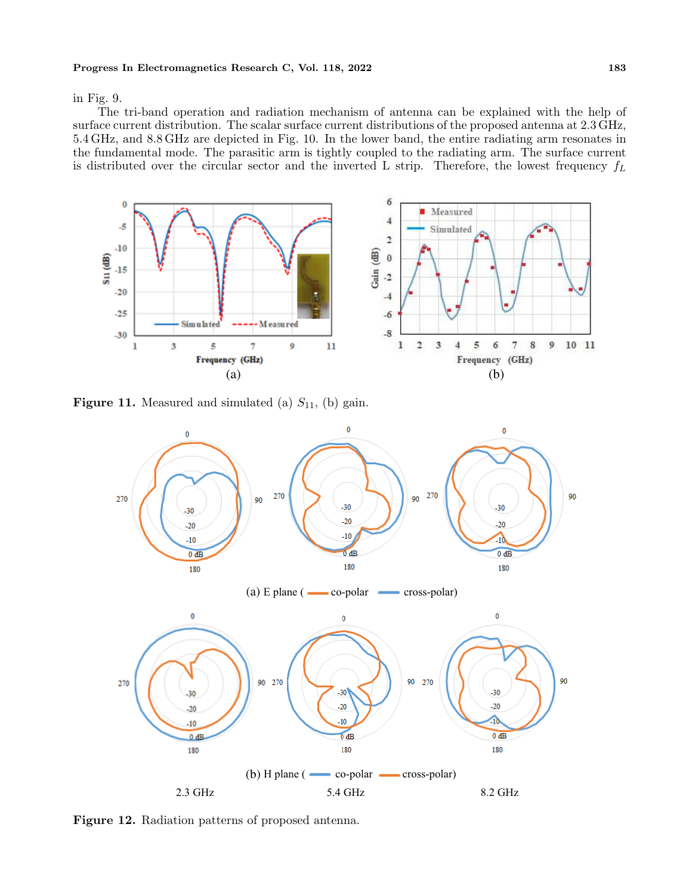in Fig. 9.

The tri-band operation and radiation mechanism of antenna can be explained with the help of surface current distribution. The scalar surface current distributions of the proposed antenna at 2.3 GHz, 5.4 GHz, and 8.8 GHz are depicted in Fig. 10. In the lower band, the entire radiating arm resonates in the fundamental mode. The parasitic arm is tightly coupled to the radiating arm. The surface current is distributed over the circular sector and the inverted L strip. Therefore, the lowest frequency $f_L$

S11 (dB)
0
-5
-10
-15
-20
-25
-30
1
3
5
7
9
11
Frequency (GHz)
Simulated
Measured
(a)

Gain (dB)
6
4
2
0
-2
-4
-6
-8
1
2
3
4
5
6
7
8
9
10
11
Frequency (GHz)
Measured
Simulated
(b)

**Figure 11.** Measured and simulated (a) $S_{11}$, (b) gain.

0
90
180
270
-30
-20
-10
0 dB

(a) E plane ( co-polar cross-polar)

(b) H plane ( co-polar cross-polar)

2.3 GHz
5.4 GHz
8.2 GHz

**Figure 12.** Radiation patterns of proposed antenna.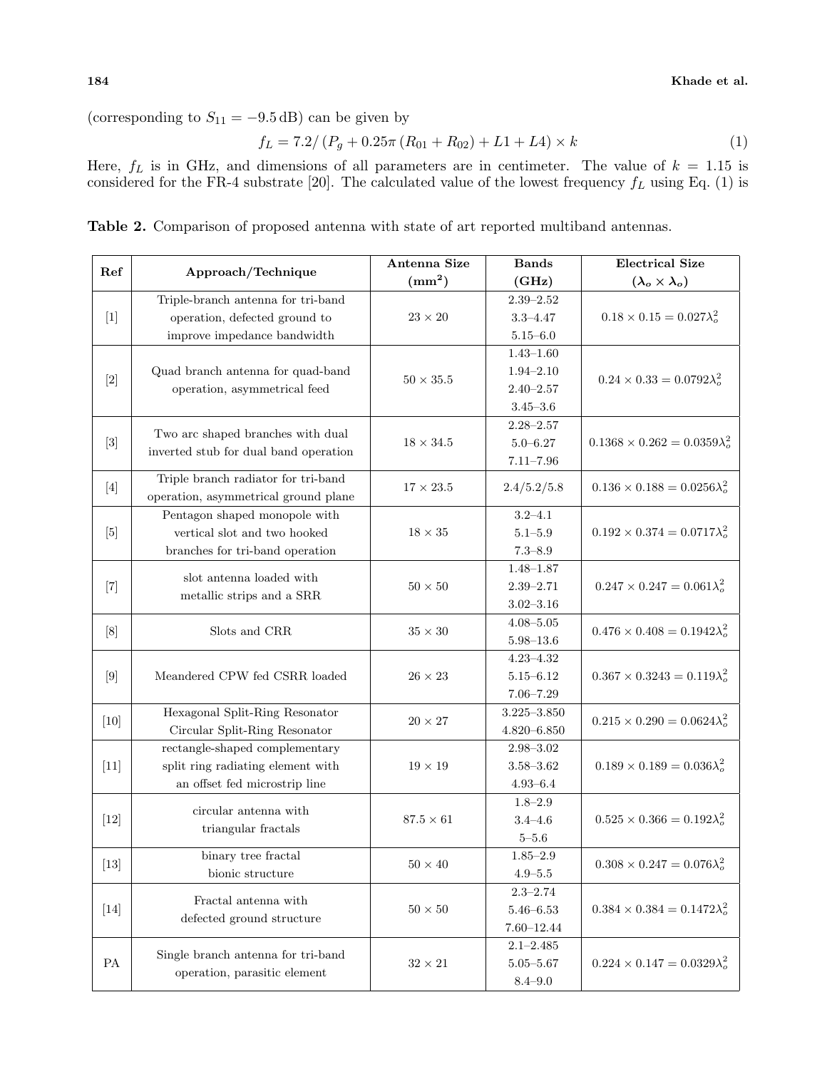(corresponding to $S_{11} = -9.5\,\text{dB}$) can be given by

$$f_L = 7.2/\left(P_g + 0.25\pi\left(R_{01} + R_{02}\right) + L1 + L4\right) \times k \tag{1}$$

Here, $f_L$ is in GHz, and dimensions of all parameters are in centimeter. The value of $k = 1.15$ is considered for the FR-4 substrate [20]. The calculated value of the lowest frequency $f_L$ using Eq. (1) is

**Table 2.** Comparison of proposed antenna with state of art reported multiband antennas.

| Ref | Approach/Technique | Antenna Size ($\text{mm}^2$) | Bands (GHz) | Electrical Size ($\lambda_o \times \lambda_o$) |
|---|---|---|---|---|
| [1] | Triple-branch antenna for tri-band operation, defected ground to improve impedance bandwidth | $23 \times 20$ | 2.39–2.52<br>3.3–4.47<br>5.15–6.0 | $0.18 \times 0.15 = 0.027\lambda_o^2$ |
| [2] | Quad branch antenna for quad-band operation, asymmetrical feed | $50 \times 35.5$ | 1.43–1.60<br>1.94–2.10<br>2.40–2.57<br>3.45–3.6 | $0.24 \times 0.33 = 0.0792\lambda_o^2$ |
| [3] | Two arc shaped branches with dual inverted stub for dual band operation | $18 \times 34.5$ | 2.28–2.57<br>5.0–6.27<br>7.11–7.96 | $0.1368 \times 0.262 = 0.0359\lambda_o^2$ |
| [4] | Triple branch radiator for tri-band operation, asymmetrical ground plane | $17 \times 23.5$ | 2.4/5.2/5.8 | $0.136 \times 0.188 = 0.0256\lambda_o^2$ |
| [5] | Pentagon shaped monopole with vertical slot and two hooked branches for tri-band operation | $18 \times 35$ | 3.2–4.1<br>5.1–5.9<br>7.3–8.9 | $0.192 \times 0.374 = 0.0717\lambda_o^2$ |
| [7] | slot antenna loaded with metallic strips and a SRR | $50 \times 50$ | 1.48–1.87<br>2.39–2.71<br>3.02–3.16 | $0.247 \times 0.247 = 0.061\lambda_o^2$ |
| [8] | Slots and CRR | $35 \times 30$ | 4.08–5.05<br>5.98–13.6 | $0.476 \times 0.408 = 0.1942\lambda_o^2$ |
| [9] | Meandered CPW fed CSRR loaded | $26 \times 23$ | 4.23–4.32<br>5.15–6.12<br>7.06–7.29 | $0.367 \times 0.3243 = 0.119\lambda_o^2$ |
| [10] | Hexagonal Split-Ring Resonator Circular Split-Ring Resonator | $20 \times 27$ | 3.225–3.850<br>4.820–6.850 | $0.215 \times 0.290 = 0.0624\lambda_o^2$ |
| [11] | rectangle-shaped complementary split ring radiating element with an offset fed microstrip line | $19 \times 19$ | 2.98–3.02<br>3.58–3.62<br>4.93–6.4 | $0.189 \times 0.189 = 0.036\lambda_o^2$ |
| [12] | circular antenna with triangular fractals | $87.5 \times 61$ | 1.8–2.9<br>3.4–4.6<br>5–5.6 | $0.525 \times 0.366 = 0.192\lambda_o^2$ |
| [13] | binary tree fractal bionic structure | $50 \times 40$ | 1.85–2.9<br>4.9–5.5 | $0.308 \times 0.247 = 0.076\lambda_o^2$ |
| [14] | Fractal antenna with defected ground structure | $50 \times 50$ | 2.3–2.74<br>5.46–6.53<br>7.60–12.44 | $0.384 \times 0.384 = 0.1472\lambda_o^2$ |
| PA | Single branch antenna for tri-band operation, parasitic element | $32 \times 21$ | 2.1–2.485<br>5.05–5.67<br>8.4–9.0 | $0.224 \times 0.147 = 0.0329\lambda_o^2$ |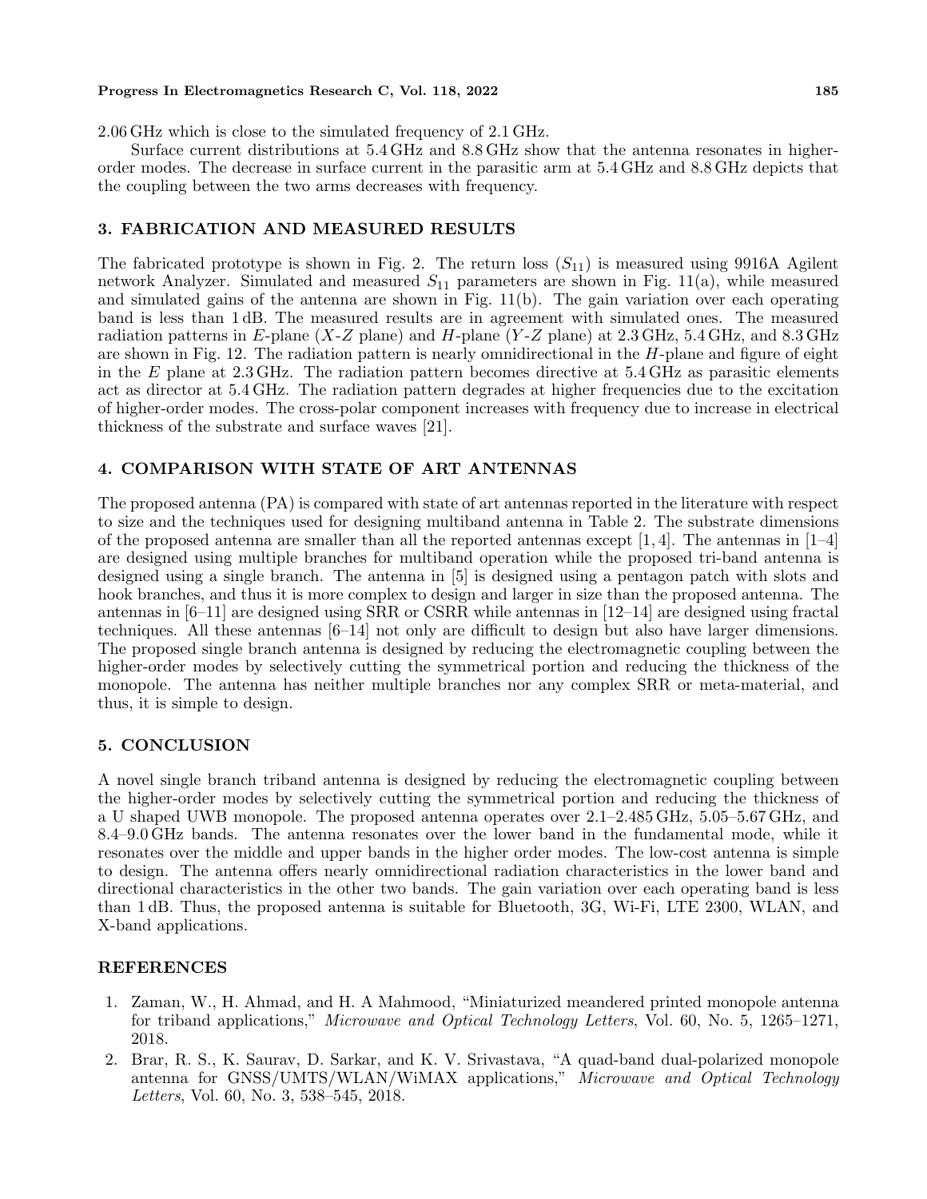2.06 GHz which is close to the simulated frequency of 2.1 GHz.

Surface current distributions at 5.4 GHz and 8.8 GHz show that the antenna resonates in higher-order modes. The decrease in surface current in the parasitic arm at 5.4 GHz and 8.8 GHz depicts that the coupling between the two arms decreases with frequency.

## 3. FABRICATION AND MEASURED RESULTS

The fabricated prototype is shown in Fig. 2. The return loss ($S_{11}$) is measured using 9916A Agilent network Analyzer. Simulated and measured $S_{11}$ parameters are shown in Fig. 11(a), while measured and simulated gains of the antenna are shown in Fig. 11(b). The gain variation over each operating band is less than 1 dB. The measured results are in agreement with simulated ones. The measured radiation patterns in $E$-plane ($X$-$Z$ plane) and $H$-plane ($Y$-$Z$ plane) at 2.3 GHz, 5.4 GHz, and 8.3 GHz are shown in Fig. 12. The radiation pattern is nearly omnidirectional in the $H$-plane and figure of eight in the $E$ plane at 2.3 GHz. The radiation pattern becomes directive at 5.4 GHz as parasitic elements act as director at 5.4 GHz. The radiation pattern degrades at higher frequencies due to the excitation of higher-order modes. The cross-polar component increases with frequency due to increase in electrical thickness of the substrate and surface waves [21].

## 4. COMPARISON WITH STATE OF ART ANTENNAS

The proposed antenna (PA) is compared with state of art antennas reported in the literature with respect to size and the techniques used for designing multiband antenna in Table 2. The substrate dimensions of the proposed antenna are smaller than all the reported antennas except [1, 4]. The antennas in [1–4] are designed using multiple branches for multiband operation while the proposed tri-band antenna is designed using a single branch. The antenna in [5] is designed using a pentagon patch with slots and hook branches, and thus it is more complex to design and larger in size than the proposed antenna. The antennas in [6–11] are designed using SRR or CSRR while antennas in [12–14] are designed using fractal techniques. All these antennas [6–14] not only are difficult to design but also have larger dimensions. The proposed single branch antenna is designed by reducing the electromagnetic coupling between the higher-order modes by selectively cutting the symmetrical portion and reducing the thickness of the monopole. The antenna has neither multiple branches nor any complex SRR or meta-material, and thus, it is simple to design.

## 5. CONCLUSION

A novel single branch triband antenna is designed by reducing the electromagnetic coupling between the higher-order modes by selectively cutting the symmetrical portion and reducing the thickness of a U shaped UWB monopole. The proposed antenna operates over 2.1–2.485 GHz, 5.05–5.67 GHz, and 8.4–9.0 GHz bands. The antenna resonates over the lower band in the fundamental mode, while it resonates over the middle and upper bands in the higher order modes. The low-cost antenna is simple to design. The antenna offers nearly omnidirectional radiation characteristics in the lower band and directional characteristics in the other two bands. The gain variation over each operating band is less than 1 dB. Thus, the proposed antenna is suitable for Bluetooth, 3G, Wi-Fi, LTE 2300, WLAN, and X-band applications.

## REFERENCES

1. Zaman, W., H. Ahmad, and H. A Mahmood, "Miniaturized meandered printed monopole antenna for triband applications," *Microwave and Optical Technology Letters*, Vol. 60, No. 5, 1265–1271, 2018.
2. Brar, R. S., K. Saurav, D. Sarkar, and K. V. Srivastava, "A quad-band dual-polarized monopole antenna for GNSS/UMTS/WLAN/WiMAX applications," *Microwave and Optical Technology Letters*, Vol. 60, No. 3, 538–545, 2018.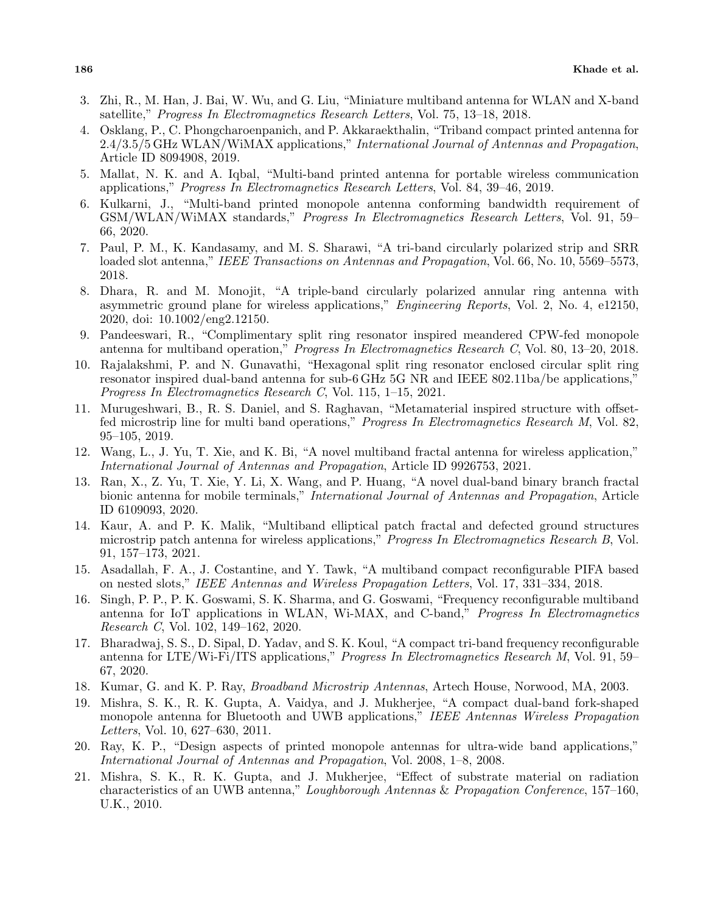3. Zhi, R., M. Han, J. Bai, W. Wu, and G. Liu, "Miniature multiband antenna for WLAN and X-band satellite," *Progress In Electromagnetics Research Letters*, Vol. 75, 13–18, 2018.
4. Osklang, P., C. Phongcharoenpanich, and P. Akkaraekthalin, "Triband compact printed antenna for 2.4/3.5/5 GHz WLAN/WiMAX applications," *International Journal of Antennas and Propagation*, Article ID 8094908, 2019.
5. Mallat, N. K. and A. Iqbal, "Multi-band printed antenna for portable wireless communication applications," *Progress In Electromagnetics Research Letters*, Vol. 84, 39–46, 2019.
6. Kulkarni, J., "Multi-band printed monopole antenna conforming bandwidth requirement of GSM/WLAN/WiMAX standards," *Progress In Electromagnetics Research Letters*, Vol. 91, 59–66, 2020.
7. Paul, P. M., K. Kandasamy, and M. S. Sharawi, "A tri-band circularly polarized strip and SRR loaded slot antenna," *IEEE Transactions on Antennas and Propagation*, Vol. 66, No. 10, 5569–5573, 2018.
8. Dhara, R. and M. Monojit, "A triple-band circularly polarized annular ring antenna with asymmetric ground plane for wireless applications," *Engineering Reports*, Vol. 2, No. 4, e12150, 2020, doi: 10.1002/eng2.12150.
9. Pandeeswari, R., "Complimentary split ring resonator inspired meandered CPW-fed monopole antenna for multiband operation," *Progress In Electromagnetics Research C*, Vol. 80, 13–20, 2018.
10. Rajalakshmi, P. and N. Gunavathi, "Hexagonal split ring resonator enclosed circular split ring resonator inspired dual-band antenna for sub-6 GHz 5G NR and IEEE 802.11ba/be applications," *Progress In Electromagnetics Research C*, Vol. 115, 1–15, 2021.
11. Murugeshwari, B., R. S. Daniel, and S. Raghavan, "Metamaterial inspired structure with offset-fed microstrip line for multi band operations," *Progress In Electromagnetics Research M*, Vol. 82, 95–105, 2019.
12. Wang, L., J. Yu, T. Xie, and K. Bi, "A novel multiband fractal antenna for wireless application," *International Journal of Antennas and Propagation*, Article ID 9926753, 2021.
13. Ran, X., Z. Yu, T. Xie, Y. Li, X. Wang, and P. Huang, "A novel dual-band binary branch fractal bionic antenna for mobile terminals," *International Journal of Antennas and Propagation*, Article ID 6109093, 2020.
14. Kaur, A. and P. K. Malik, "Multiband elliptical patch fractal and defected ground structures microstrip patch antenna for wireless applications," *Progress In Electromagnetics Research B*, Vol. 91, 157–173, 2021.
15. Asadallah, F. A., J. Costantine, and Y. Tawk, "A multiband compact reconfigurable PIFA based on nested slots," *IEEE Antennas and Wireless Propagation Letters*, Vol. 17, 331–334, 2018.
16. Singh, P. P., P. K. Goswami, S. K. Sharma, and G. Goswami, "Frequency reconfigurable multiband antenna for IoT applications in WLAN, Wi-MAX, and C-band," *Progress In Electromagnetics Research C*, Vol. 102, 149–162, 2020.
17. Bharadwaj, S. S., D. Sipal, D. Yadav, and S. K. Koul, "A compact tri-band frequency reconfigurable antenna for LTE/Wi-Fi/ITS applications," *Progress In Electromagnetics Research M*, Vol. 91, 59–67, 2020.
18. Kumar, G. and K. P. Ray, *Broadband Microstrip Antennas*, Artech House, Norwood, MA, 2003.
19. Mishra, S. K., R. K. Gupta, A. Vaidya, and J. Mukherjee, "A compact dual-band fork-shaped monopole antenna for Bluetooth and UWB applications," *IEEE Antennas Wireless Propagation Letters*, Vol. 10, 627–630, 2011.
20. Ray, K. P., "Design aspects of printed monopole antennas for ultra-wide band applications," *International Journal of Antennas and Propagation*, Vol. 2008, 1–8, 2008.
21. Mishra, S. K., R. K. Gupta, and J. Mukherjee, "Effect of substrate material on radiation characteristics of an UWB antenna," *Loughborough Antennas & Propagation Conference*, 157–160, U.K., 2010.